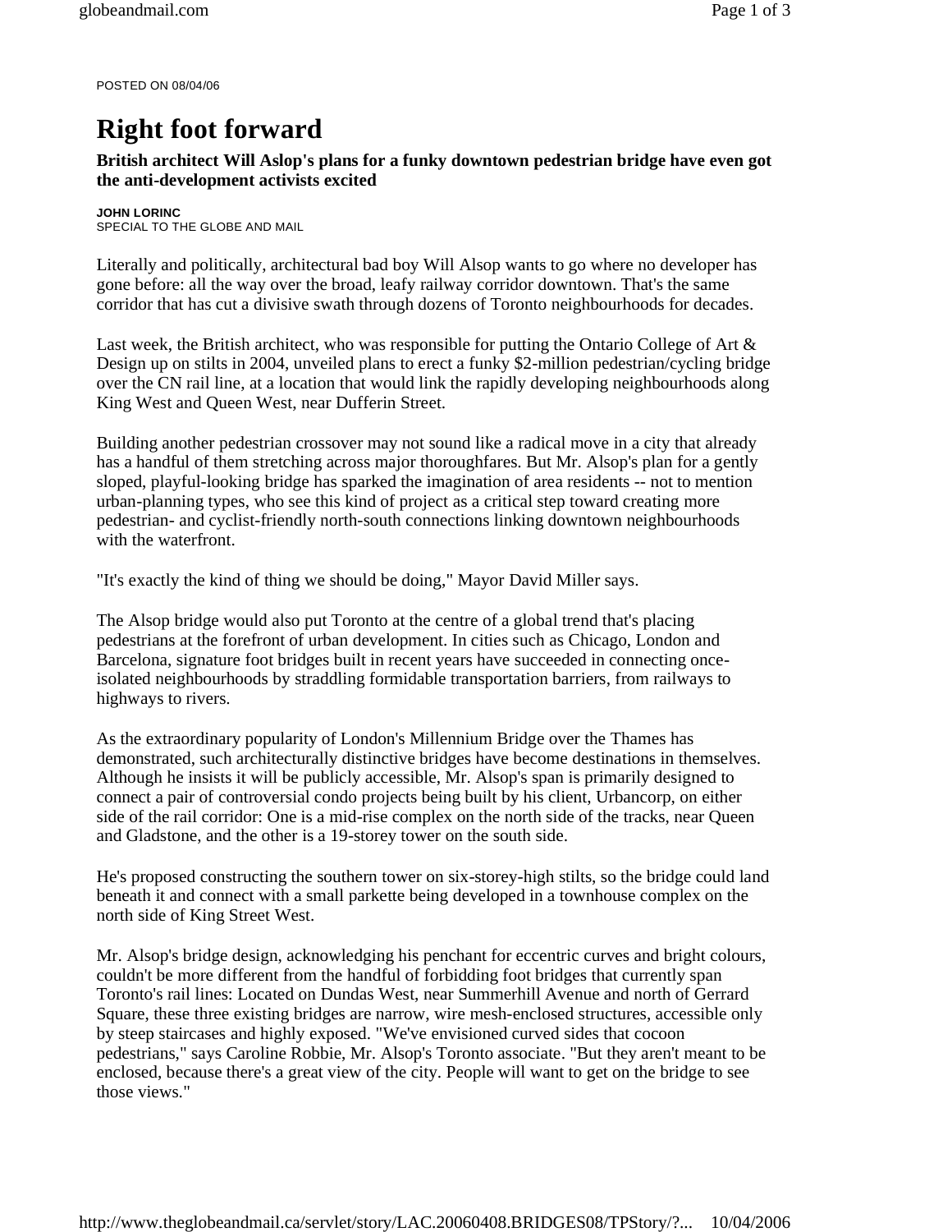POSTED ON 08/04/06

# Right foot forward

**British architect Will Aslop's plans for a funky downtown pedestrian bridge have even got the anti-development activists excited**

**JOHN LORINC**
SPECIAL TO THE GLOBE AND MAIL

Literally and politically, architectural bad boy Will Alsop wants to go where no developer has gone before: all the way over the broad, leafy railway corridor downtown. That's the same corridor that has cut a divisive swath through dozens of Toronto neighbourhoods for decades.

Last week, the British architect, who was responsible for putting the Ontario College of Art & Design up on stilts in 2004, unveiled plans to erect a funky $2-million pedestrian/cycling bridge over the CN rail line, at a location that would link the rapidly developing neighbourhoods along King West and Queen West, near Dufferin Street.

Building another pedestrian crossover may not sound like a radical move in a city that already has a handful of them stretching across major thoroughfares. But Mr. Alsop's plan for a gently sloped, playful-looking bridge has sparked the imagination of area residents -- not to mention urban-planning types, who see this kind of project as a critical step toward creating more pedestrian- and cyclist-friendly north-south connections linking downtown neighbourhoods with the waterfront.

"It's exactly the kind of thing we should be doing," Mayor David Miller says.

The Alsop bridge would also put Toronto at the centre of a global trend that's placing pedestrians at the forefront of urban development. In cities such as Chicago, London and Barcelona, signature foot bridges built in recent years have succeeded in connecting once-isolated neighbourhoods by straddling formidable transportation barriers, from railways to highways to rivers.

As the extraordinary popularity of London's Millennium Bridge over the Thames has demonstrated, such architecturally distinctive bridges have become destinations in themselves. Although he insists it will be publicly accessible, Mr. Alsop's span is primarily designed to connect a pair of controversial condo projects being built by his client, Urbancorp, on either side of the rail corridor: One is a mid-rise complex on the north side of the tracks, near Queen and Gladstone, and the other is a 19-storey tower on the south side.

He's proposed constructing the southern tower on six-storey-high stilts, so the bridge could land beneath it and connect with a small parkette being developed in a townhouse complex on the north side of King Street West.

Mr. Alsop's bridge design, acknowledging his penchant for eccentric curves and bright colours, couldn't be more different from the handful of forbidding foot bridges that currently span Toronto's rail lines: Located on Dundas West, near Summerhill Avenue and north of Gerrard Square, these three existing bridges are narrow, wire mesh-enclosed structures, accessible only by steep staircases and highly exposed. "We've envisioned curved sides that cocoon pedestrians," says Caroline Robbie, Mr. Alsop's Toronto associate. "But they aren't meant to be enclosed, because there's a great view of the city. People will want to get on the bridge to see those views."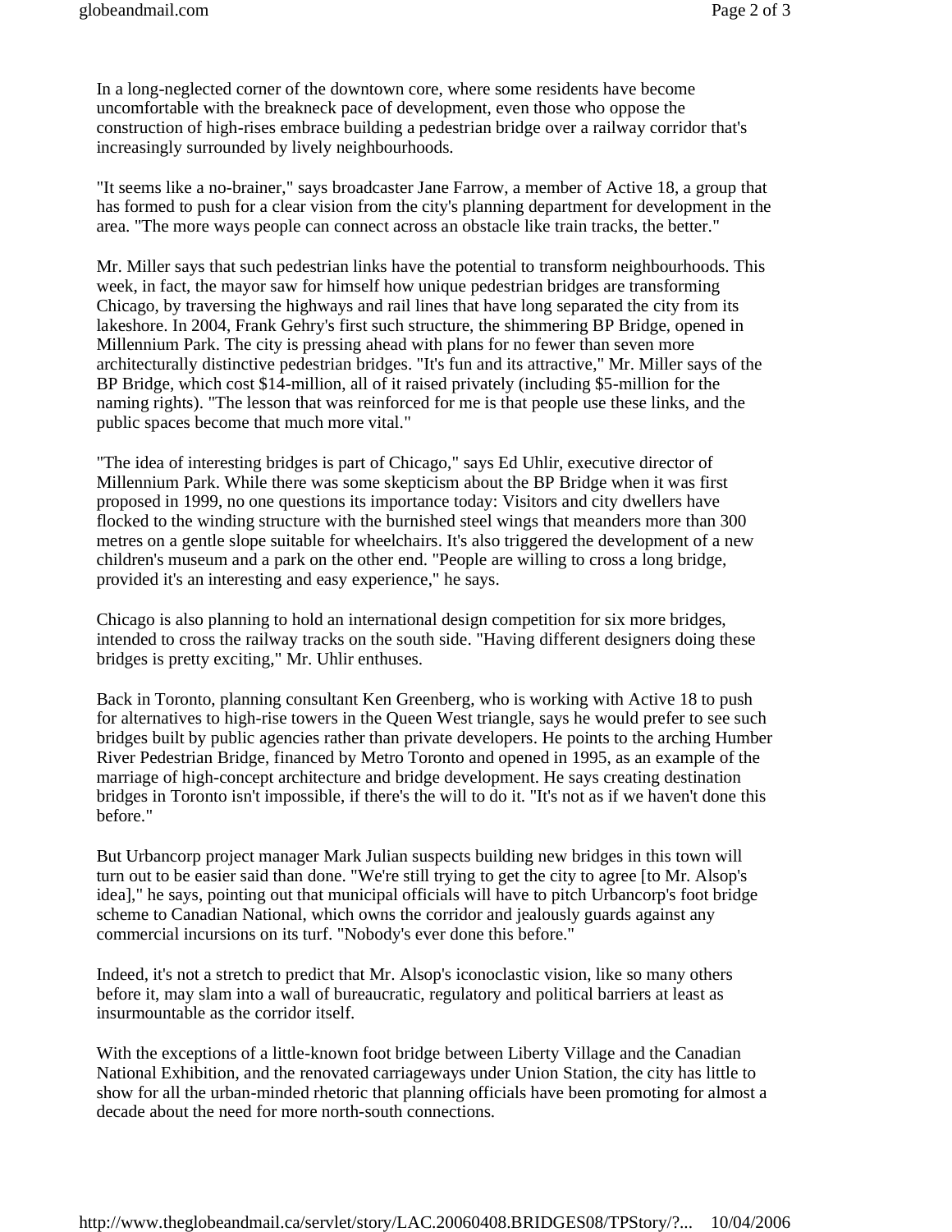In a long-neglected corner of the downtown core, where some residents have become uncomfortable with the breakneck pace of development, even those who oppose the construction of high-rises embrace building a pedestrian bridge over a railway corridor that's increasingly surrounded by lively neighbourhoods.

"It seems like a no-brainer," says broadcaster Jane Farrow, a member of Active 18, a group that has formed to push for a clear vision from the city's planning department for development in the area. "The more ways people can connect across an obstacle like train tracks, the better."

Mr. Miller says that such pedestrian links have the potential to transform neighbourhoods. This week, in fact, the mayor saw for himself how unique pedestrian bridges are transforming Chicago, by traversing the highways and rail lines that have long separated the city from its lakeshore. In 2004, Frank Gehry's first such structure, the shimmering BP Bridge, opened in Millennium Park. The city is pressing ahead with plans for no fewer than seven more architecturally distinctive pedestrian bridges. "It's fun and its attractive," Mr. Miller says of the BP Bridge, which cost $14-million, all of it raised privately (including $5-million for the naming rights). "The lesson that was reinforced for me is that people use these links, and the public spaces become that much more vital."

"The idea of interesting bridges is part of Chicago," says Ed Uhlir, executive director of Millennium Park. While there was some skepticism about the BP Bridge when it was first proposed in 1999, no one questions its importance today: Visitors and city dwellers have flocked to the winding structure with the burnished steel wings that meanders more than 300 metres on a gentle slope suitable for wheelchairs. It's also triggered the development of a new children's museum and a park on the other end. "People are willing to cross a long bridge, provided it's an interesting and easy experience," he says.

Chicago is also planning to hold an international design competition for six more bridges, intended to cross the railway tracks on the south side. "Having different designers doing these bridges is pretty exciting," Mr. Uhlir enthuses.

Back in Toronto, planning consultant Ken Greenberg, who is working with Active 18 to push for alternatives to high-rise towers in the Queen West triangle, says he would prefer to see such bridges built by public agencies rather than private developers. He points to the arching Humber River Pedestrian Bridge, financed by Metro Toronto and opened in 1995, as an example of the marriage of high-concept architecture and bridge development. He says creating destination bridges in Toronto isn't impossible, if there's the will to do it. "It's not as if we haven't done this before."

But Urbancorp project manager Mark Julian suspects building new bridges in this town will turn out to be easier said than done. "We're still trying to get the city to agree [to Mr. Alsop's idea]," he says, pointing out that municipal officials will have to pitch Urbancorp's foot bridge scheme to Canadian National, which owns the corridor and jealously guards against any commercial incursions on its turf. "Nobody's ever done this before."

Indeed, it's not a stretch to predict that Mr. Alsop's iconoclastic vision, like so many others before it, may slam into a wall of bureaucratic, regulatory and political barriers at least as insurmountable as the corridor itself.

With the exceptions of a little-known foot bridge between Liberty Village and the Canadian National Exhibition, and the renovated carriageways under Union Station, the city has little to show for all the urban-minded rhetoric that planning officials have been promoting for almost a decade about the need for more north-south connections.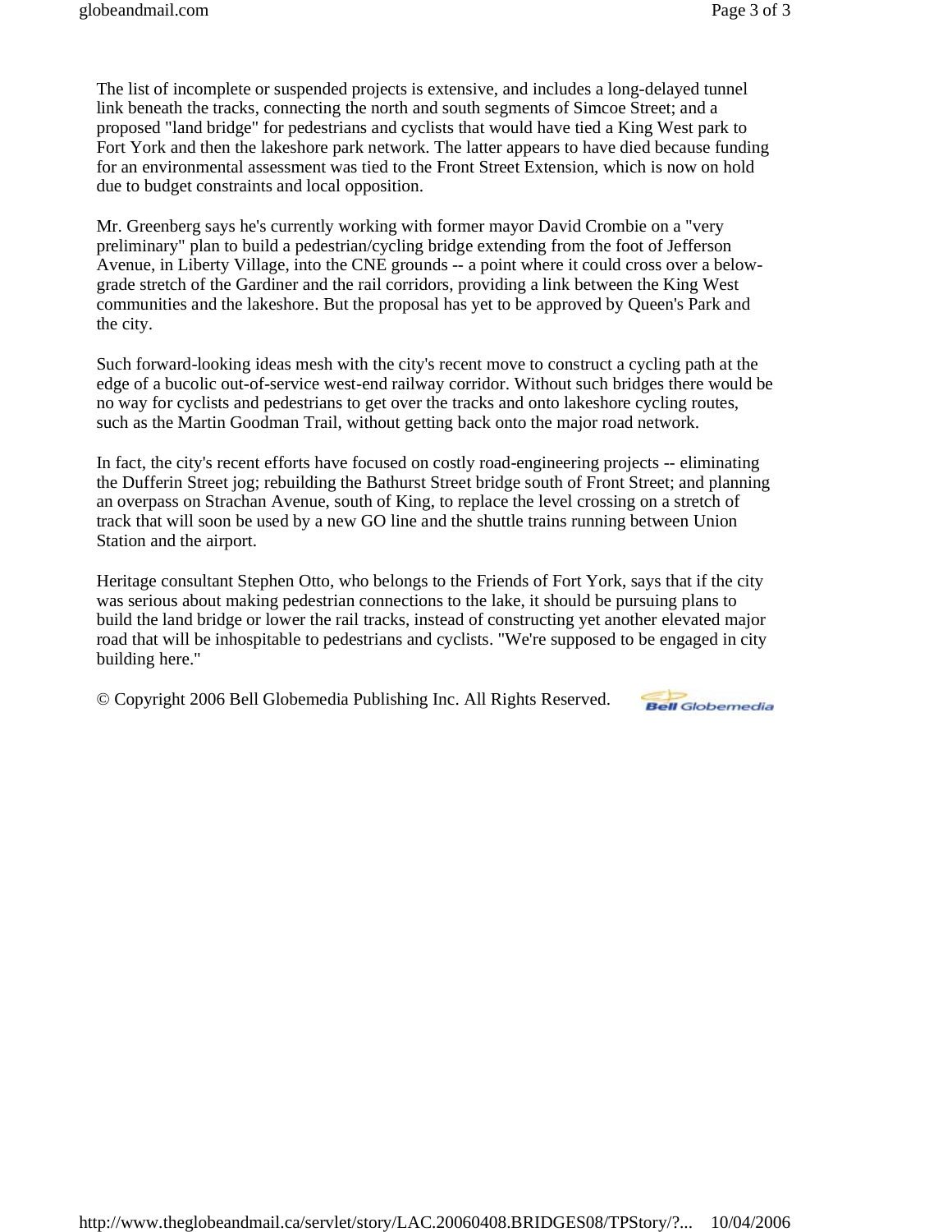The list of incomplete or suspended projects is extensive, and includes a long-delayed tunnel link beneath the tracks, connecting the north and south segments of Simcoe Street; and a proposed "land bridge" for pedestrians and cyclists that would have tied a King West park to Fort York and then the lakeshore park network. The latter appears to have died because funding for an environmental assessment was tied to the Front Street Extension, which is now on hold due to budget constraints and local opposition.

Mr. Greenberg says he's currently working with former mayor David Crombie on a "very preliminary" plan to build a pedestrian/cycling bridge extending from the foot of Jefferson Avenue, in Liberty Village, into the CNE grounds -- a point where it could cross over a below-grade stretch of the Gardiner and the rail corridors, providing a link between the King West communities and the lakeshore. But the proposal has yet to be approved by Queen's Park and the city.

Such forward-looking ideas mesh with the city's recent move to construct a cycling path at the edge of a bucolic out-of-service west-end railway corridor. Without such bridges there would be no way for cyclists and pedestrians to get over the tracks and onto lakeshore cycling routes, such as the Martin Goodman Trail, without getting back onto the major road network.

In fact, the city's recent efforts have focused on costly road-engineering projects -- eliminating the Dufferin Street jog; rebuilding the Bathurst Street bridge south of Front Street; and planning an overpass on Strachan Avenue, south of King, to replace the level crossing on a stretch of track that will soon be used by a new GO line and the shuttle trains running between Union Station and the airport.

Heritage consultant Stephen Otto, who belongs to the Friends of Fort York, says that if the city was serious about making pedestrian connections to the lake, it should be pursuing plans to build the land bridge or lower the rail tracks, instead of constructing yet another elevated major road that will be inhospitable to pedestrians and cyclists. "We're supposed to be engaged in city building here."

© Copyright 2006 Bell Globemedia Publishing Inc. All Rights Reserved.